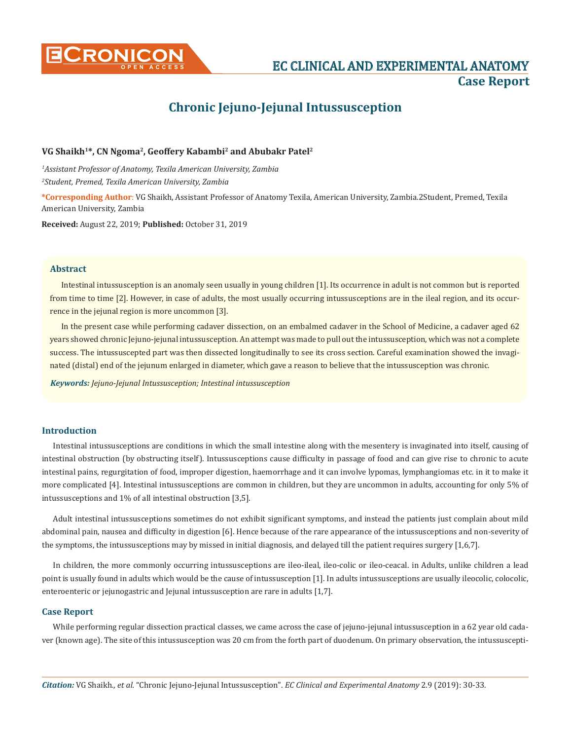# Chronic Jejuno-Jejunal Intussusception

**VG Shaikh[1]*, CN Ngoma[2], Geoffery Kabambi[2] and Abubakr Patel[2]**

*[1]Assistant Professor of Anatomy, Texila American University, Zambia*

*[2]Student, Premed, Texila American University, Zambia*

**\*Corresponding Author:** VG Shaikh, Assistant Professor of Anatomy Texila, American University, Zambia.2Student, Premed, Texila American University, Zambia

**Received:** August 22, 2019; **Published:** October 31, 2019

## Abstract

Intestinal intussusception is an anomaly seen usually in young children [1]. Its occurrence in adult is not common but is reported from time to time [2]. However, in case of adults, the most usually occurring intussusceptions are in the ileal region, and its occurrence in the jejunal region is more uncommon [3].

In the present case while performing cadaver dissection, on an embalmed cadaver in the School of Medicine, a cadaver aged 62 years showed chronic Jejuno-jejunal intussusception. An attempt was made to pull out the intussusception, which was not a complete success. The intussuscepted part was then dissected longitudinally to see its cross section. Careful examination showed the invaginated (distal) end of the jejunum enlarged in diameter, which gave a reason to believe that the intussusception was chronic.

***Keywords:*** *Jejuno-Jejunal Intussusception; Intestinal intussusception*

## Introduction

Intestinal intussusceptions are conditions in which the small intestine along with the mesentery is invaginated into itself, causing of intestinal obstruction (by obstructing itself). Intussusceptions cause difficulty in passage of food and can give rise to chronic to acute intestinal pains, regurgitation of food, improper digestion, haemorrhage and it can involve lypomas, lymphangiomas etc. in it to make it more complicated [4]. Intestinal intussusceptions are common in children, but they are uncommon in adults, accounting for only 5% of intussusceptions and 1% of all intestinal obstruction [3,5].

Adult intestinal intussusceptions sometimes do not exhibit significant symptoms, and instead the patients just complain about mild abdominal pain, nausea and difficulty in digestion [6]. Hence because of the rare appearance of the intussusceptions and non-severity of the symptoms, the intussusceptions may by missed in initial diagnosis, and delayed till the patient requires surgery [1,6,7].

In children, the more commonly occurring intussusceptions are ileo-ileal, ileo-colic or ileo-ceacal. in Adults, unlike children a lead point is usually found in adults which would be the cause of intussusception [1]. In adults intussusceptions are usually ileocolic, colocolic, enteroenteric or jejunogastric and Jejunal intussusception are rare in adults [1,7].

## Case Report

While performing regular dissection practical classes, we came across the case of jejuno-jejunal intussusception in a 62 year old cadaver (known age). The site of this intussusception was 20 cm from the forth part of duodenum. On primary observation, the intussuscepti-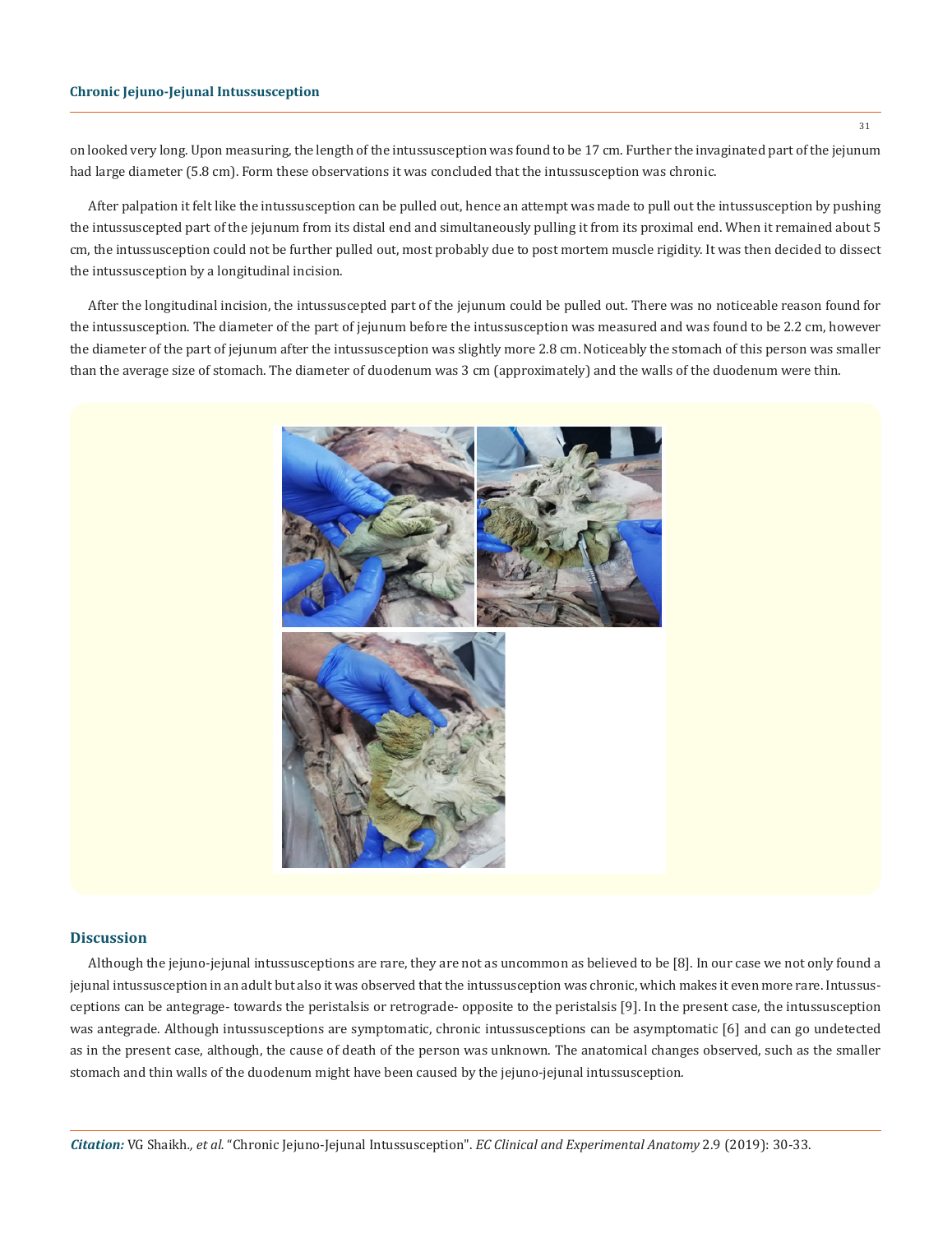on looked very long. Upon measuring, the length of the intussusception was found to be 17 cm. Further the invaginated part of the jejunum had large diameter (5.8 cm). Form these observations it was concluded that the intussusception was chronic.

After palpation it felt like the intussusception can be pulled out, hence an attempt was made to pull out the intussusception by pushing the intussuscepted part of the jejunum from its distal end and simultaneously pulling it from its proximal end. When it remained about 5 cm, the intussusception could not be further pulled out, most probably due to post mortem muscle rigidity. It was then decided to dissect the intussusception by a longitudinal incision.

After the longitudinal incision, the intussuscepted part of the jejunum could be pulled out. There was no noticeable reason found for the intussusception. The diameter of the part of jejunum before the intussusception was measured and was found to be 2.2 cm, however the diameter of the part of jejunum after the intussusception was slightly more 2.8 cm. Noticeably the stomach of this person was smaller than the average size of stomach. The diameter of duodenum was 3 cm (approximately) and the walls of the duodenum were thin.

## Discussion

Although the jejuno-jejunal intussusceptions are rare, they are not as uncommon as believed to be [8]. In our case we not only found a jejunal intussusception in an adult but also it was observed that the intussusception was chronic, which makes it even more rare. Intussusceptions can be antegrage- towards the peristalsis or retrograde- opposite to the peristalsis [9]. In the present case, the intussusception was antegrade. Although intussusceptions are symptomatic, chronic intussusceptions can be asymptomatic [6] and can go undetected as in the present case, although, the cause of death of the person was unknown. The anatomical changes observed, such as the smaller stomach and thin walls of the duodenum might have been caused by the jejuno-jejunal intussusception.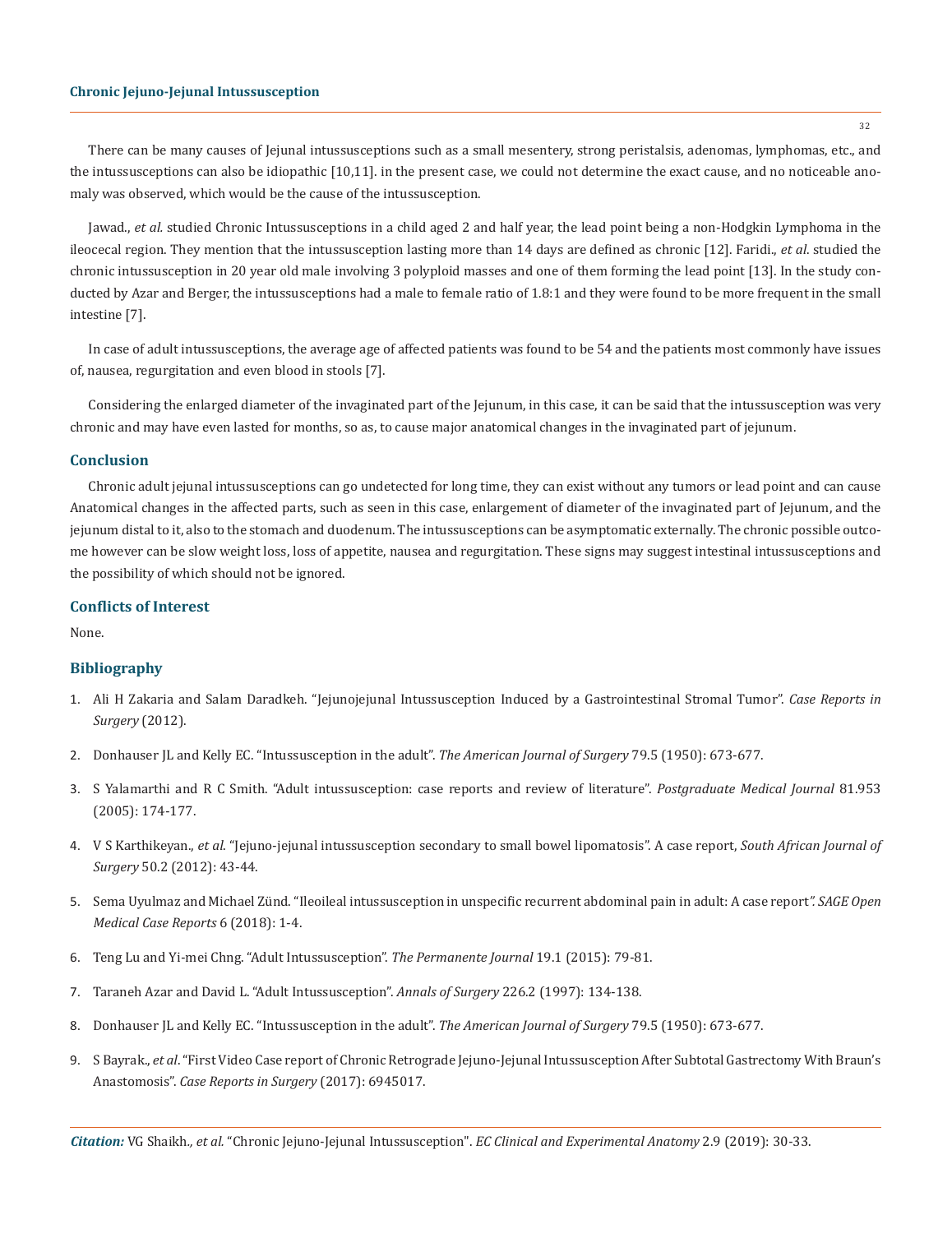There can be many causes of Jejunal intussusceptions such as a small mesentery, strong peristalsis, adenomas, lymphomas, etc., and the intussusceptions can also be idiopathic [10,11]. in the present case, we could not determine the exact cause, and no noticeable anomaly was observed, which would be the cause of the intussusception.

Jawad., *et al.* studied Chronic Intussusceptions in a child aged 2 and half year, the lead point being a non-Hodgkin Lymphoma in the ileocecal region. They mention that the intussusception lasting more than 14 days are defined as chronic [12]. Faridi., *et al*. studied the chronic intussusception in 20 year old male involving 3 polyploid masses and one of them forming the lead point [13]. In the study conducted by Azar and Berger, the intussusceptions had a male to female ratio of 1.8:1 and they were found to be more frequent in the small intestine [7].

In case of adult intussusceptions, the average age of affected patients was found to be 54 and the patients most commonly have issues of, nausea, regurgitation and even blood in stools [7].

Considering the enlarged diameter of the invaginated part of the Jejunum, in this case, it can be said that the intussusception was very chronic and may have even lasted for months, so as, to cause major anatomical changes in the invaginated part of jejunum.

## Conclusion

Chronic adult jejunal intussusceptions can go undetected for long time, they can exist without any tumors or lead point and can cause Anatomical changes in the affected parts, such as seen in this case, enlargement of diameter of the invaginated part of Jejunum, and the jejunum distal to it, also to the stomach and duodenum. The intussusceptions can be asymptomatic externally. The chronic possible outcome however can be slow weight loss, loss of appetite, nausea and regurgitation. These signs may suggest intestinal intussusceptions and the possibility of which should not be ignored.

## Conflicts of Interest

None.

## Bibliography

1. Ali H Zakaria and Salam Daradkeh. "Jejunojejunal Intussusception Induced by a Gastrointestinal Stromal Tumor". *Case Reports in Surgery* (2012).
2. Donhauser JL and Kelly EC. "Intussusception in the adult". *The American Journal of Surgery* 79.5 (1950): 673-677.
3. S Yalamarthi and R C Smith. "Adult intussusception: case reports and review of literature". *Postgraduate Medical Journal* 81.953 (2005): 174-177.
4. V S Karthikeyan., *et al*. "Jejuno-jejunal intussusception secondary to small bowel lipomatosis". A case report, *South African Journal of Surgery* 50.2 (2012): 43-44.
5. Sema Uyulmaz and Michael Zünd. "Ileoileal intussusception in unspecific recurrent abdominal pain in adult: A case report". *SAGE Open Medical Case Reports* 6 (2018): 1-4.
6. Teng Lu and Yi-mei Chng. "Adult Intussusception". *The Permanente Journal* 19.1 (2015): 79-81.
7. Taraneh Azar and David L. "Adult Intussusception". *Annals of Surgery* 226.2 (1997): 134-138.
8. Donhauser JL and Kelly EC. "Intussusception in the adult". *The American Journal of Surgery* 79.5 (1950): 673-677.
9. S Bayrak., *et al*. "First Video Case report of Chronic Retrograde Jejuno-Jejunal Intussusception After Subtotal Gastrectomy With Braun's Anastomosis". *Case Reports in Surgery* (2017): 6945017.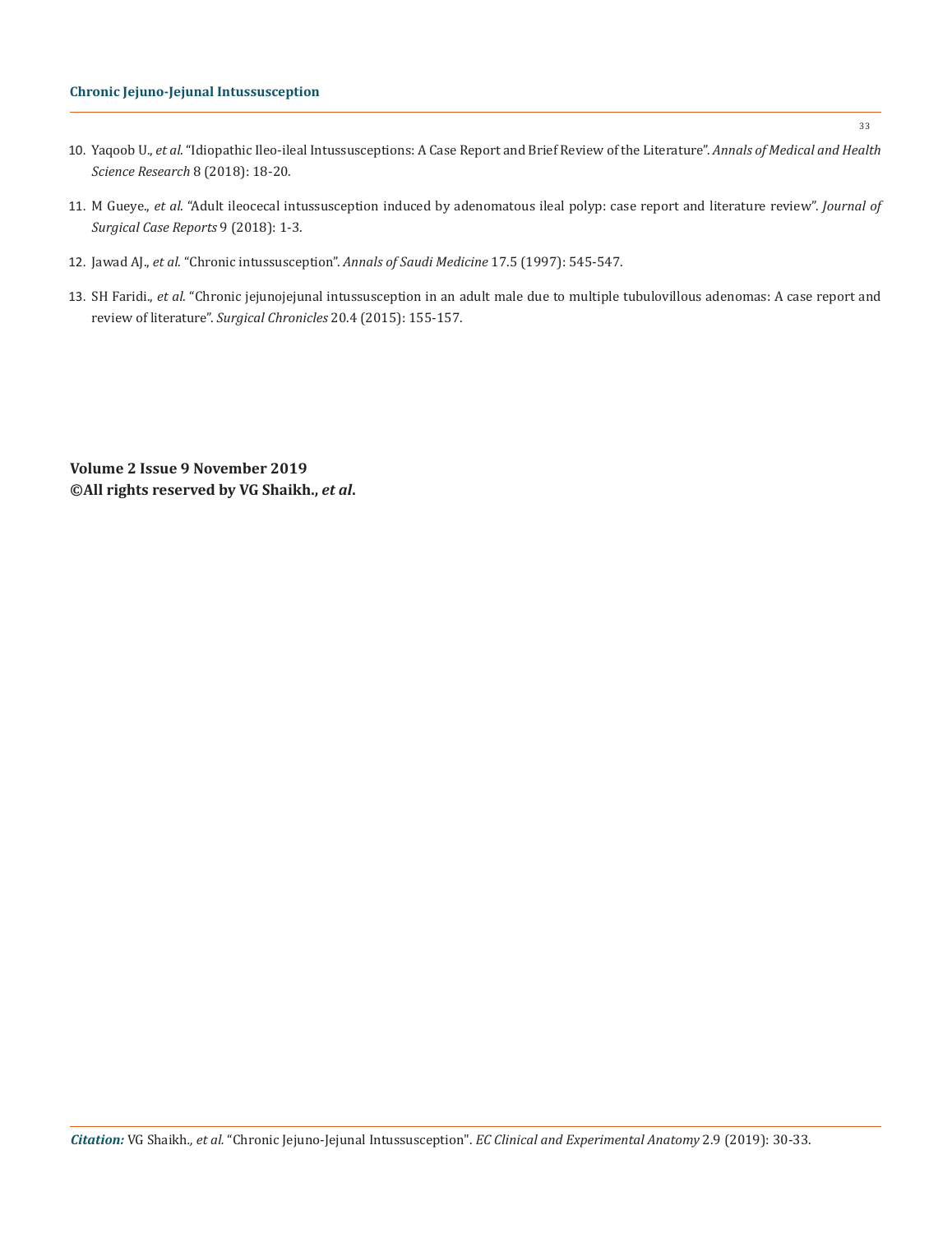10. Yaqoob U., *et al*. "Idiopathic Ileo-ileal Intussusceptions: A Case Report and Brief Review of the Literature". *Annals of Medical and Health Science Research* 8 (2018): 18-20.

11. M Gueye., *et al*. "Adult ileocecal intussusception induced by adenomatous ileal polyp: case report and literature review". *Journal of Surgical Case Reports* 9 (2018): 1-3.

12. Jawad AJ., *et al*. "Chronic intussusception". *Annals of Saudi Medicine* 17.5 (1997): 545-547.

13. SH Faridi., *et al*. "Chronic jejunojejunal intussusception in an adult male due to multiple tubulovillous adenomas: A case report and review of literature". *Surgical Chronicles* 20.4 (2015): 155-157.

**Volume 2 Issue 9 November 2019**
**©All rights reserved by VG Shaikh., *et al*.**